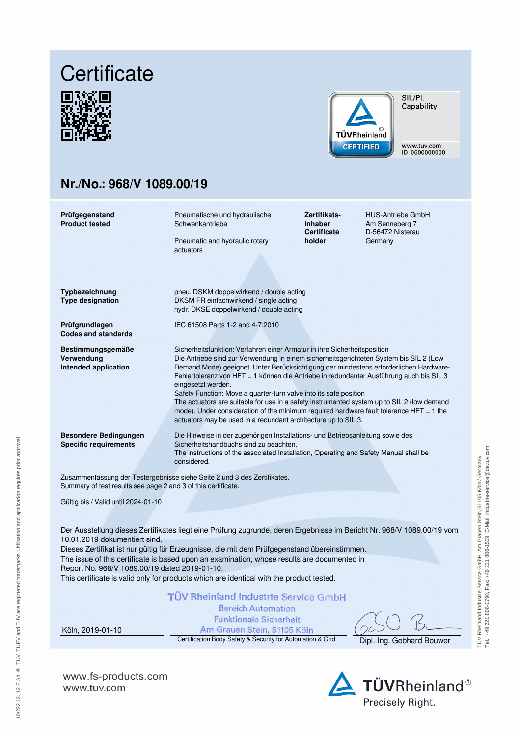# Certificate

SIL/PL Capability

TÜVRheinland CERTIFIED

www.tuv.com ID 0600000000

## Nr./No.: 968/V 1089.00/19

| | | | |
|---|---|---|---|
| **Prüfgegenstand Product tested** | Pneumatische und hydraulische Schwenkantriebe<br><br>Pneumatic and hydraulic rotary actuators | **Zertifikats-inhaber Certificate holder** | HUS-Antriebe GmbH<br>Am Senneberg 7<br>D-56472 Nisterau<br>Germany |

**Typbezeichnung Type designation**

pneu. DSKM doppelwirkend / double acting
DKSM FR einfachwirkend / single acting
hydr. DKSE doppelwirkend / double acting

**Prüfgrundlagen Codes and standards**

IEC 61508 Parts 1-2 and 4-7:2010

**Bestimmungsgemäße Verwendung Intended application**

Sicherheitsfunktion: Verfahren einer Armatur in ihre Sicherheitsposition
Die Antriebe sind zur Verwendung in einem sicherheitsgerichteten System bis SIL 2 (Low Demand Mode) geeignet. Unter Berücksichtigung der mindestens erforderlichen Hardware-Fehlertoleranz von HFT = 1 können die Antriebe in redundanter Ausführung auch bis SIL 3 eingesetzt werden.
Safety Function: Move a quarter-turn valve into its safe position
The actuators are suitable for use in a safety instrumented system up to SIL 2 (low demand mode). Under consideration of the minimum required hardware fault tolerance HFT = 1 the actuators may be used in a redundant architecture up to SIL 3.

**Besondere Bedingungen Specific requirements**

Die Hinweise in der zugehörigen Installations- und Betriebsanleitung sowie des Sicherheitshandbuchs sind zu beachten.
The instructions of the associated Installation, Operating and Safety Manual shall be considered.

Zusammenfassung der Testergebnisse siehe Seite 2 und 3 des Zertifikates.
Summary of test results see page 2 and 3 of this certificate.

Gültig bis / Valid until 2024-01-10

Der Ausstellung dieses Zertifikates liegt eine Prüfung zugrunde, deren Ergebnisse im Bericht Nr. 968/V 1089.00/19 vom 10.01.2019 dokumentiert sind.
Dieses Zertifikat ist nur gültig für Erzeugnisse, die mit dem Prüfgegenstand übereinstimmen.
The issue of this certificate is based upon an examination, whose results are documented in Report No. 968/V 1089.00/19 dated 2019-01-10.
This certificate is valid only for products which are identical with the product tested.

TÜV Rheinland Industrie Service GmbH
Bereich Automation
Funktionale Sicherheit
Am Grauen Stein, 51105 Köln

Köln, 2019-01-10

Certification Body Safety & Security for Automation & Grid

Dipl.-Ing. Gebhard Bouwer

TÜV Rheinland Industrie Service GmbH, Am Grauen Stein, 51105 Köln / Germany
Tel.: +49 221 806-1790, Fax: +49 221 806-1539, E-Mail: industrie-service@de.tuv.com

10/222 12. 12 E A4 ® TÜV, TUEV and TUV are registered trademarks. Utilisation and application requires prior approval.

www.fs-products.com
www.tuv.com

TÜVRheinland®
Precisely Right.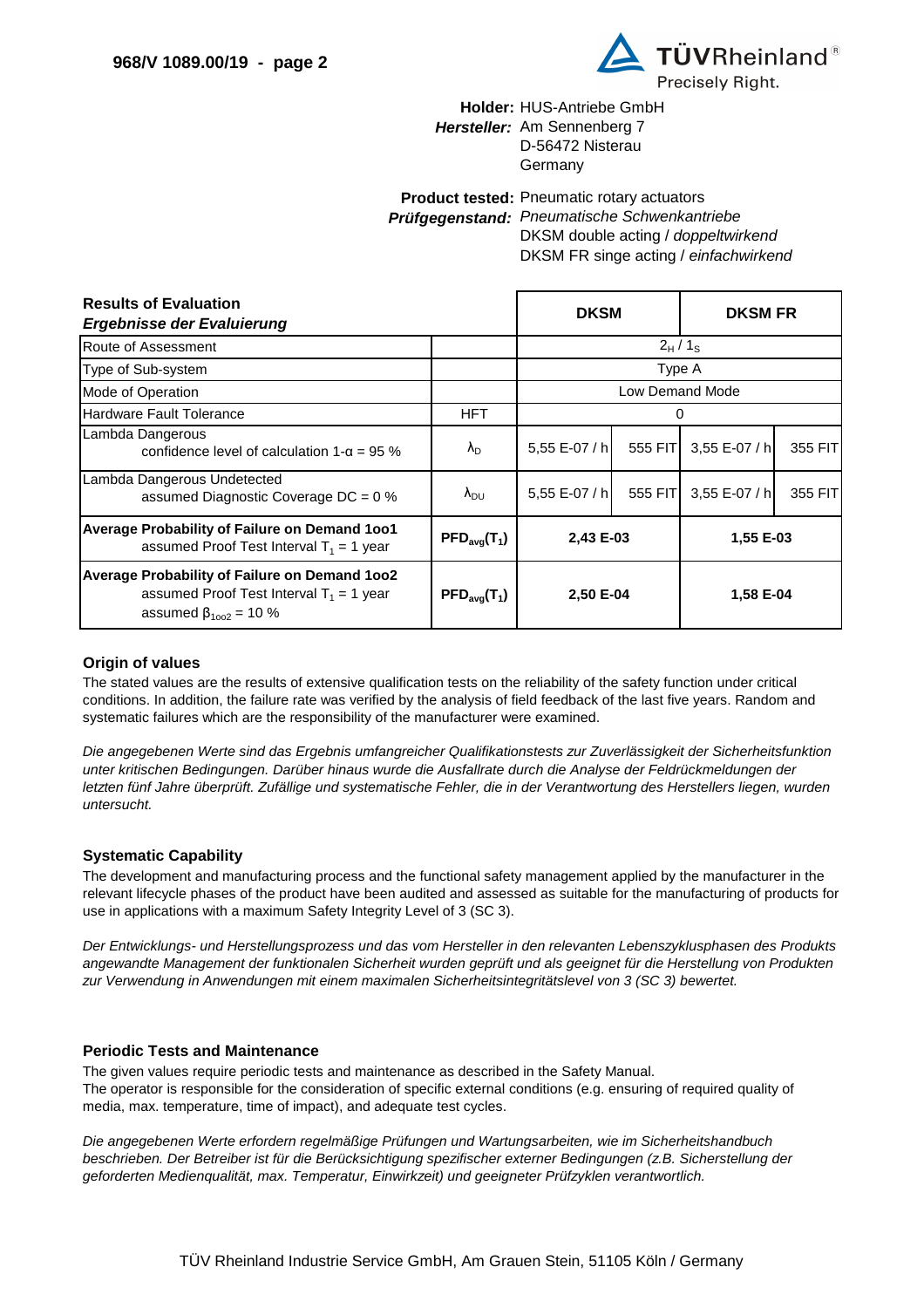**968/V 1089.00/19 - page 2**

**Holder:** HUS-Antriebe GmbH
***Hersteller:*** Am Sennenberg 7
D-56472 Nisterau
Germany

**Product tested:** Pneumatic rotary actuators
***Prüfgegenstand:*** *Pneumatische Schwenkantriebe*
DKSM double acting / *doppeltwirkend*
DKSM FR singe acting / *einfachwirkend*

| **Results of Evaluation** ***Ergebnisse der Evaluierung*** | | **DKSM** | | **DKSM FR** | |
|---|---|---|---|---|---|
| Route of Assessment | | $2_H$ / $1_S$ | | | |
| Type of Sub-system | | Type A | | | |
| Mode of Operation | | Low Demand Mode | | | |
| Hardware Fault Tolerance | HFT | 0 | | | |
| Lambda Dangerous confidence level of calculation $1\text{-}\alpha = 95$ % | $\lambda_D$ | 5,55 E-07 / h | 555 FIT | 3,55 E-07 / h | 355 FIT |
| Lambda Dangerous Undetected assumed Diagnostic Coverage DC = 0 % | $\lambda_{DU}$ | 5,55 E-07 / h | 555 FIT | 3,55 E-07 / h | 355 FIT |
| **Average Probability of Failure on Demand 1oo1** assumed Proof Test Interval $T_1$ = 1 year | $PFD_{avg}(T_1)$ | **2,43 E-03** | | **1,55 E-03** | |
| **Average Probability of Failure on Demand 1oo2** assumed Proof Test Interval $T_1$ = 1 year assumed $\beta_{1oo2}$ = 10 % | $PFD_{avg}(T_1)$ | **2,50 E-04** | | **1,58 E-04** | |

### Origin of values

The stated values are the results of extensive qualification tests on the reliability of the safety function under critical conditions. In addition, the failure rate was verified by the analysis of field feedback of the last five years. Random and systematic failures which are the responsibility of the manufacturer were examined.

*Die angegebenen Werte sind das Ergebnis umfangreicher Qualifikationstests zur Zuverlässigkeit der Sicherheitsfunktion unter kritischen Bedingungen. Darüber hinaus wurde die Ausfallrate durch die Analyse der Feldrückmeldungen der letzten fünf Jahre überprüft. Zufällige und systematische Fehler, die in der Verantwortung des Herstellers liegen, wurden untersucht.*

### Systematic Capability

The development and manufacturing process and the functional safety management applied by the manufacturer in the relevant lifecycle phases of the product have been audited and assessed as suitable for the manufacturing of products for use in applications with a maximum Safety Integrity Level of 3 (SC 3).

*Der Entwicklungs- und Herstellungsprozess und das vom Hersteller in den relevanten Lebenszyklusphasen des Produkts angewandte Management der funktionalen Sicherheit wurden geprüft und als geeignet für die Herstellung von Produkten zur Verwendung in Anwendungen mit einem maximalen Sicherheitsintegritätslevel von 3 (SC 3) bewertet.*

### Periodic Tests and Maintenance

The given values require periodic tests and maintenance as described in the Safety Manual.
The operator is responsible for the consideration of specific external conditions (e.g. ensuring of required quality of media, max. temperature, time of impact), and adequate test cycles.

*Die angegebenen Werte erfordern regelmäßige Prüfungen und Wartungsarbeiten, wie im Sicherheitshandbuch beschrieben. Der Betreiber ist für die Berücksichtigung spezifischer externer Bedingungen (z.B. Sicherstellung der geforderten Medienqualität, max. Temperatur, Einwirkzeit) und geeigneter Prüfzyklen verantwortlich.*

TÜV Rheinland Industrie Service GmbH, Am Grauen Stein, 51105 Köln / Germany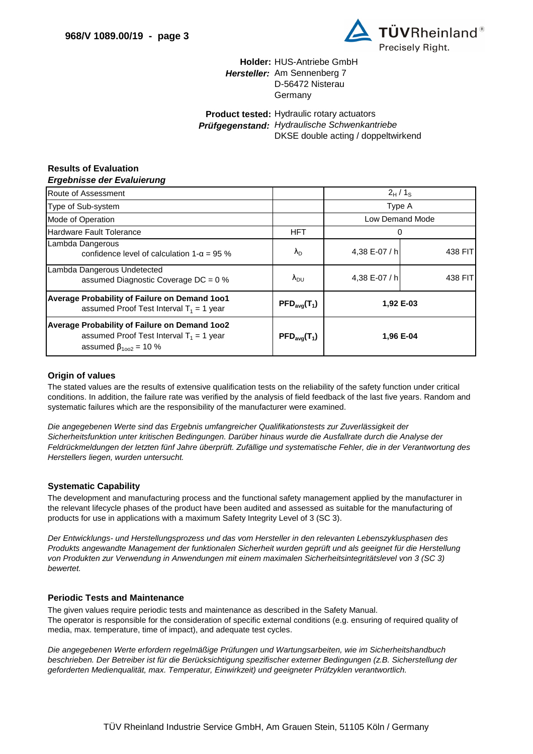**Holder:** HUS-Antriebe GmbH
***Hersteller:*** Am Sennenberg 7
D-56472 Nisterau
Germany

**Product tested:** Hydraulic rotary actuators
***Prüfgegenstand:*** *Hydraulische Schwenkantriebe*
DKSE double acting / doppeltwirkend

**Results of Evaluation**
***Ergebnisse der Evaluierung***

| | | | |
|---|---|---|---|
| Route of Assessment | | $2_H$ / $1_S$ | |
| Type of Sub-system | | Type A | |
| Mode of Operation | | Low Demand Mode | |
| Hardware Fault Tolerance | HFT | 0 | |
| Lambda Dangerous<br>confidence level of calculation 1-α = 95 % | $\lambda_D$ | 4,38 E-07 / h | 438 FIT |
| Lambda Dangerous Undetected<br>assumed Diagnostic Coverage DC = 0 % | $\lambda_{DU}$ | 4,38 E-07 / h | 438 FIT |
| **Average Probability of Failure on Demand 1oo1**<br>assumed Proof Test Interval $T_1$ = 1 year | $\mathbf{PFD_{avg}(T_1)}$ | **1,92 E-03** | |
| **Average Probability of Failure on Demand 1oo2**<br>assumed Proof Test Interval $T_1$ = 1 year<br>assumed $\beta_{1oo2}$ = 10 % | $\mathbf{PFD_{avg}(T_1)}$ | **1,96 E-04** | |

### Origin of values

The stated values are the results of extensive qualification tests on the reliability of the safety function under critical conditions. In addition, the failure rate was verified by the analysis of field feedback of the last five years. Random and systematic failures which are the responsibility of the manufacturer were examined.

*Die angegebenen Werte sind das Ergebnis umfangreicher Qualifikationstests zur Zuverlässigkeit der Sicherheitsfunktion unter kritischen Bedingungen. Darüber hinaus wurde die Ausfallrate durch die Analyse der Feldrückmeldungen der letzten fünf Jahre überprüft. Zufällige und systematische Fehler, die in der Verantwortung des Herstellers liegen, wurden untersucht.*

### Systematic Capability

The development and manufacturing process and the functional safety management applied by the manufacturer in the relevant lifecycle phases of the product have been audited and assessed as suitable for the manufacturing of products for use in applications with a maximum Safety Integrity Level of 3 (SC 3).

*Der Entwicklungs- und Herstellungsprozess und das vom Hersteller in den relevanten Lebenszyklusphasen des Produkts angewandte Management der funktionalen Sicherheit wurden geprüft und als geeignet für die Herstellung von Produkten zur Verwendung in Anwendungen mit einem maximalen Sicherheitsintegritätslevel von 3 (SC 3) bewertet.*

### Periodic Tests and Maintenance

The given values require periodic tests and maintenance as described in the Safety Manual.
The operator is responsible for the consideration of specific external conditions (e.g. ensuring of required quality of media, max. temperature, time of impact), and adequate test cycles.

*Die angegebenen Werte erfordern regelmäßige Prüfungen und Wartungsarbeiten, wie im Sicherheitshandbuch beschrieben. Der Betreiber ist für die Berücksichtigung spezifischer externer Bedingungen (z.B. Sicherstellung der geforderten Medienqualität, max. Temperatur, Einwirkzeit) und geeigneter Prüfzyklen verantwortlich.*

TÜV Rheinland Industrie Service GmbH, Am Grauen Stein, 51105 Köln / Germany